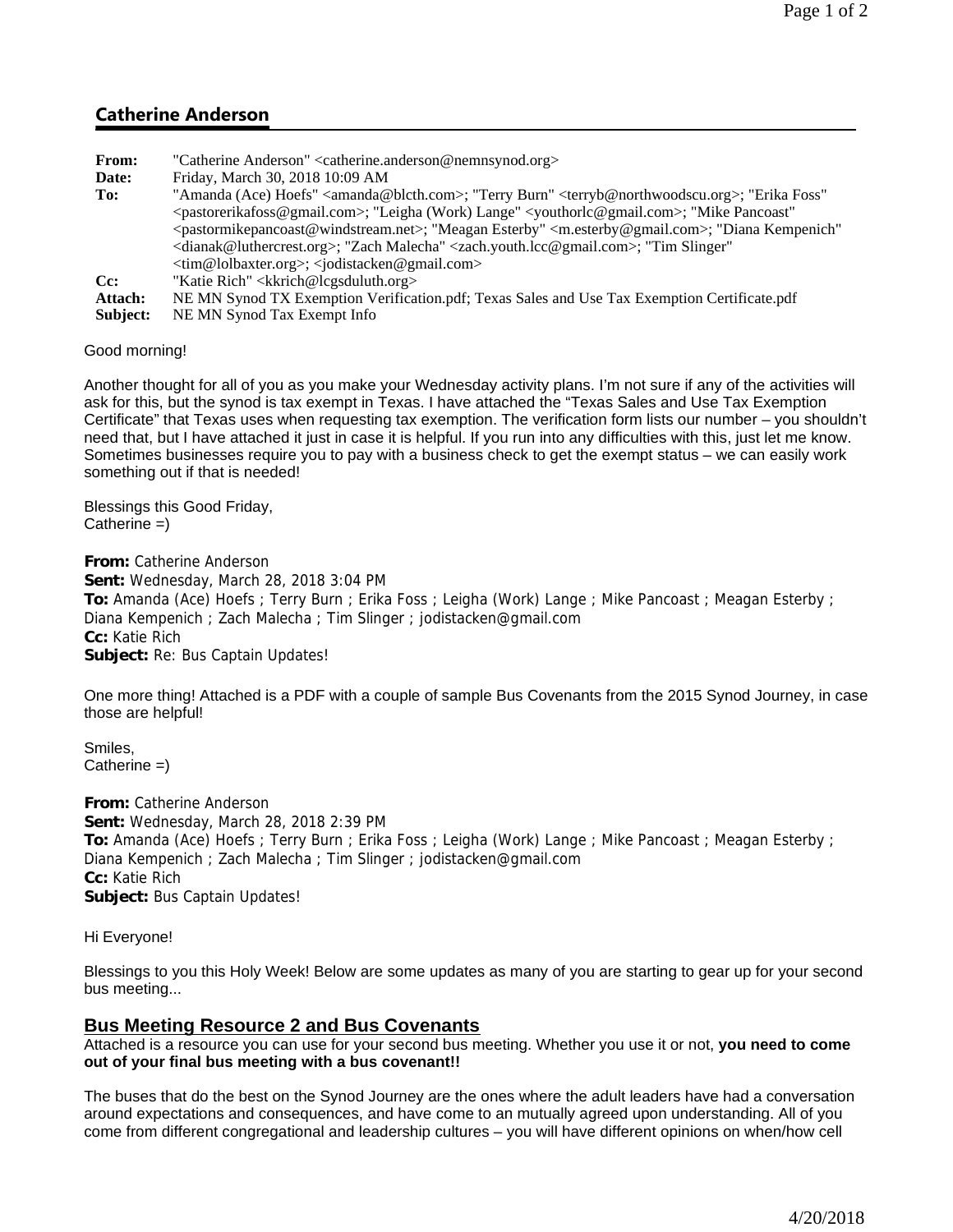## Catherine Anderson

**From:** "Catherine Anderson" <catherine.anderson@nemnsynod.org>
**Date:** Friday, March 30, 2018 10:09 AM
**To:** "Amanda (Ace) Hoefs" <amanda@blcth.com>; "Terry Burn" <terryb@northwoodscu.org>; "Erika Foss" <pastorerikafoss@gmail.com>; "Leigha (Work) Lange" <youthorlc@gmail.com>; "Mike Pancoast" <pastormikepancoast@windstream.net>; "Meagan Esterby" <m.esterby@gmail.com>; "Diana Kempenich" <dianak@luthercrest.org>; "Zach Malecha" <zach.youth.lcc@gmail.com>; "Tim Slinger" <tim@lolbaxter.org>; <jodistacken@gmail.com>
**Cc:** "Katie Rich" <kkrich@lcgsduluth.org>
**Attach:** NE MN Synod TX Exemption Verification.pdf; Texas Sales and Use Tax Exemption Certificate.pdf
**Subject:** NE MN Synod Tax Exempt Info

Good morning!

Another thought for all of you as you make your Wednesday activity plans. I'm not sure if any of the activities will ask for this, but the synod is tax exempt in Texas. I have attached the "Texas Sales and Use Tax Exemption Certificate" that Texas uses when requesting tax exemption. The verification form lists our number – you shouldn't need that, but I have attached it just in case it is helpful. If you run into any difficulties with this, just let me know. Sometimes businesses require you to pay with a business check to get the exempt status – we can easily work something out if that is needed!

Blessings this Good Friday,
Catherine =)

**From:** Catherine Anderson
**Sent:** Wednesday, March 28, 2018 3:04 PM
**To:** Amanda (Ace) Hoefs ; Terry Burn ; Erika Foss ; Leigha (Work) Lange ; Mike Pancoast ; Meagan Esterby ; Diana Kempenich ; Zach Malecha ; Tim Slinger ; jodistacken@gmail.com
**Cc:** Katie Rich
**Subject:** Re: Bus Captain Updates!

One more thing! Attached is a PDF with a couple of sample Bus Covenants from the 2015 Synod Journey, in case those are helpful!

Smiles,
Catherine =)

**From:** Catherine Anderson
**Sent:** Wednesday, March 28, 2018 2:39 PM
**To:** Amanda (Ace) Hoefs ; Terry Burn ; Erika Foss ; Leigha (Work) Lange ; Mike Pancoast ; Meagan Esterby ; Diana Kempenich ; Zach Malecha ; Tim Slinger ; jodistacken@gmail.com
**Cc:** Katie Rich
**Subject:** Bus Captain Updates!

Hi Everyone!

Blessings to you this Holy Week! Below are some updates as many of you are starting to gear up for your second bus meeting...

### Bus Meeting Resource 2 and Bus Covenants

Attached is a resource you can use for your second bus meeting. Whether you use it or not, **you need to come out of your final bus meeting with a bus covenant!!**

The buses that do the best on the Synod Journey are the ones where the adult leaders have had a conversation around expectations and consequences, and have come to an mutually agreed upon understanding. All of you come from different congregational and leadership cultures – you will have different opinions on when/how cell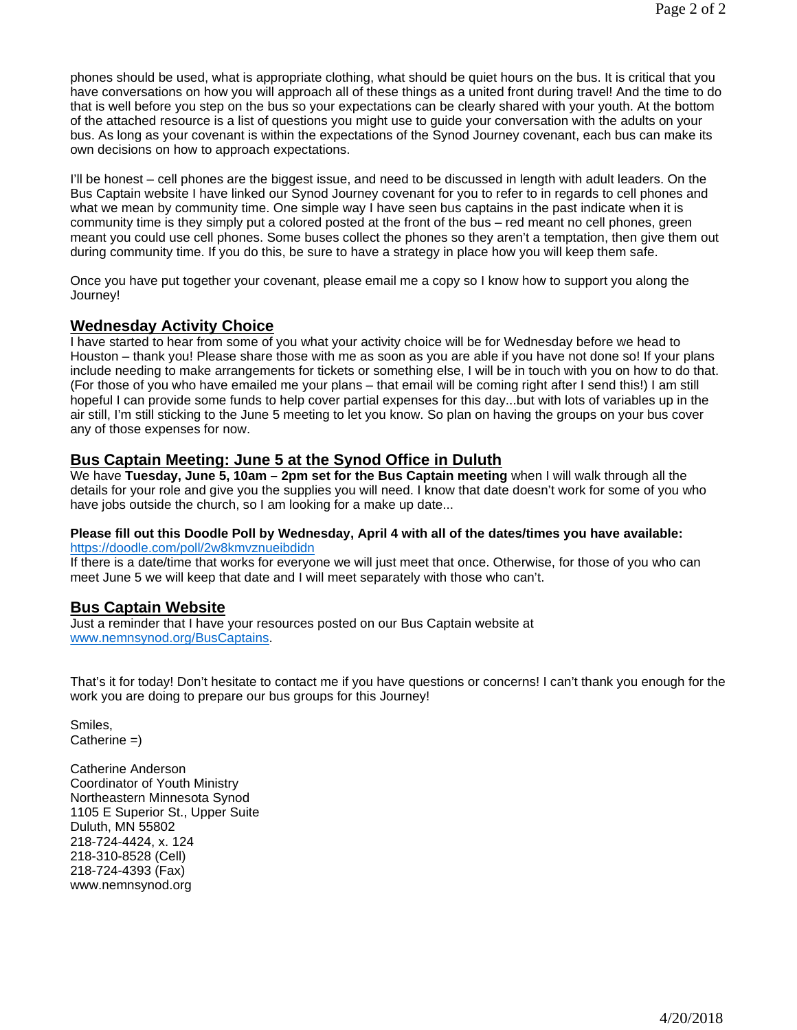phones should be used, what is appropriate clothing, what should be quiet hours on the bus. It is critical that you have conversations on how you will approach all of these things as a united front during travel! And the time to do that is well before you step on the bus so your expectations can be clearly shared with your youth. At the bottom of the attached resource is a list of questions you might use to guide your conversation with the adults on your bus. As long as your covenant is within the expectations of the Synod Journey covenant, each bus can make its own decisions on how to approach expectations.

I'll be honest – cell phones are the biggest issue, and need to be discussed in length with adult leaders. On the Bus Captain website I have linked our Synod Journey covenant for you to refer to in regards to cell phones and what we mean by community time. One simple way I have seen bus captains in the past indicate when it is community time is they simply put a colored posted at the front of the bus – red meant no cell phones, green meant you could use cell phones. Some buses collect the phones so they aren't a temptation, then give them out during community time. If you do this, be sure to have a strategy in place how you will keep them safe.

Once you have put together your covenant, please email me a copy so I know how to support you along the Journey!

## Wednesday Activity Choice

I have started to hear from some of you what your activity choice will be for Wednesday before we head to Houston – thank you! Please share those with me as soon as you are able if you have not done so! If your plans include needing to make arrangements for tickets or something else, I will be in touch with you on how to do that. (For those of you who have emailed me your plans – that email will be coming right after I send this!) I am still hopeful I can provide some funds to help cover partial expenses for this day...but with lots of variables up in the air still, I'm still sticking to the June 5 meeting to let you know. So plan on having the groups on your bus cover any of those expenses for now.

## Bus Captain Meeting: June 5 at the Synod Office in Duluth

We have **Tuesday, June 5, 10am – 2pm set for the Bus Captain meeting** when I will walk through all the details for your role and give you the supplies you will need. I know that date doesn't work for some of you who have jobs outside the church, so I am looking for a make up date...

**Please fill out this Doodle Poll by Wednesday, April 4 with all of the dates/times you have available:**
https://doodle.com/poll/2w8kmvznueibdidn
If there is a date/time that works for everyone we will just meet that once. Otherwise, for those of you who can meet June 5 we will keep that date and I will meet separately with those who can't.

## Bus Captain Website

Just a reminder that I have your resources posted on our Bus Captain website at www.nemnsynod.org/BusCaptains.

That's it for today! Don't hesitate to contact me if you have questions or concerns! I can't thank you enough for the work you are doing to prepare our bus groups for this Journey!

Smiles,
Catherine =)

Catherine Anderson
Coordinator of Youth Ministry
Northeastern Minnesota Synod
1105 E Superior St., Upper Suite
Duluth, MN 55802
218-724-4424, x. 124
218-310-8528 (Cell)
218-724-4393 (Fax)
www.nemnsynod.org